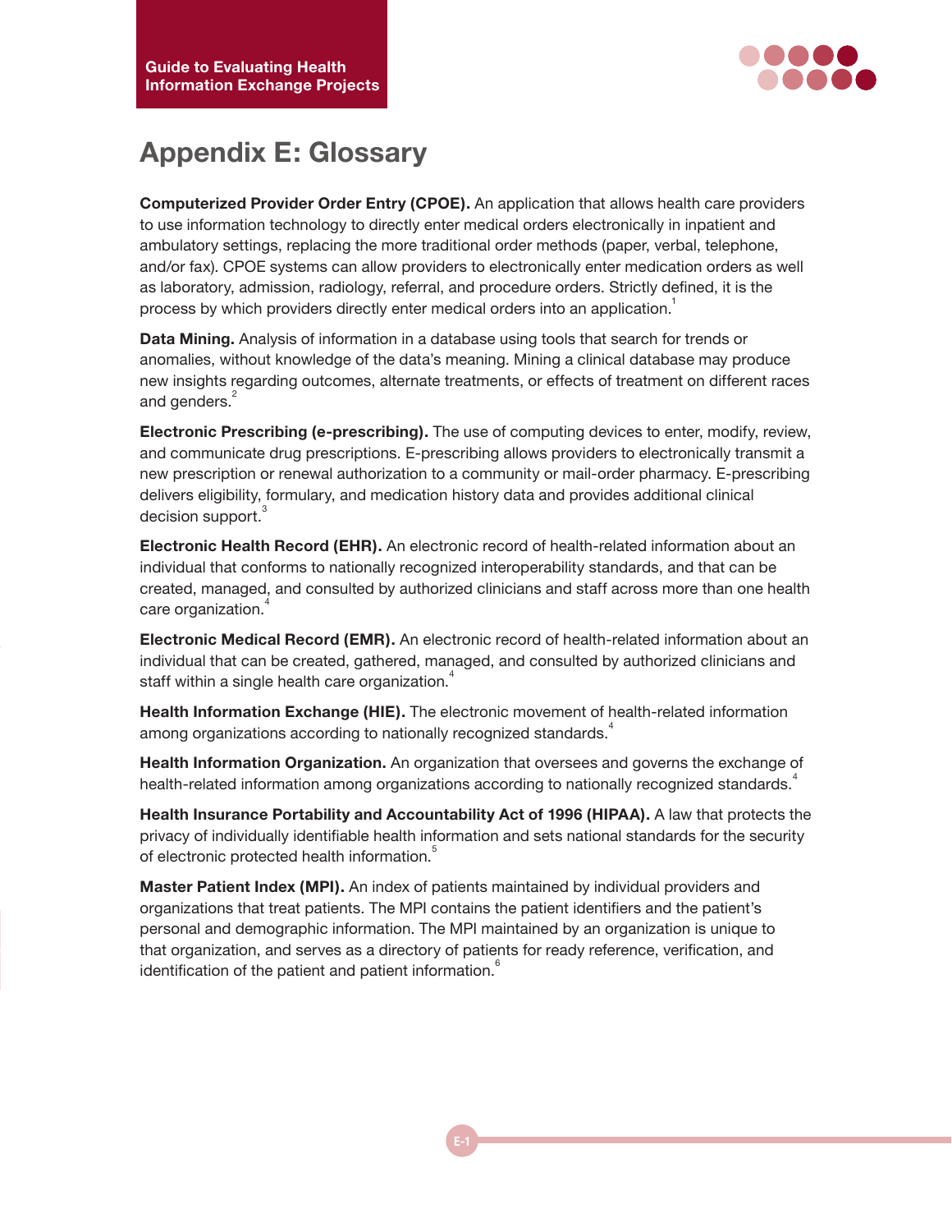# Appendix E: Glossary

**Computerized Provider Order Entry (CPOE).** An application that allows health care providers to use information technology to directly enter medical orders electronically in inpatient and ambulatory settings, replacing the more traditional order methods (paper, verbal, telephone, and/or fax). CPOE systems can allow providers to electronically enter medication orders as well as laboratory, admission, radiology, referral, and procedure orders. Strictly defined, it is the process by which providers directly enter medical orders into an application.[1]

**Data Mining.** Analysis of information in a database using tools that search for trends or anomalies, without knowledge of the data's meaning. Mining a clinical database may produce new insights regarding outcomes, alternate treatments, or effects of treatment on different races and genders.[2]

**Electronic Prescribing (e-prescribing).** The use of computing devices to enter, modify, review, and communicate drug prescriptions. E-prescribing allows providers to electronically transmit a new prescription or renewal authorization to a community or mail-order pharmacy. E-prescribing delivers eligibility, formulary, and medication history data and provides additional clinical decision support.[3]

**Electronic Health Record (EHR).** An electronic record of health-related information about an individual that conforms to nationally recognized interoperability standards, and that can be created, managed, and consulted by authorized clinicians and staff across more than one health care organization.[4]

**Electronic Medical Record (EMR).** An electronic record of health-related information about an individual that can be created, gathered, managed, and consulted by authorized clinicians and staff within a single health care organization.[4]

**Health Information Exchange (HIE).** The electronic movement of health-related information among organizations according to nationally recognized standards.[4]

**Health Information Organization.** An organization that oversees and governs the exchange of health-related information among organizations according to nationally recognized standards.[4]

**Health Insurance Portability and Accountability Act of 1996 (HIPAA).** A law that protects the privacy of individually identifiable health information and sets national standards for the security of electronic protected health information.[5]

**Master Patient Index (MPI).** An index of patients maintained by individual providers and organizations that treat patients. The MPI contains the patient identifiers and the patient's personal and demographic information. The MPI maintained by an organization is unique to that organization, and serves as a directory of patients for ready reference, verification, and identification of the patient and patient information.[6]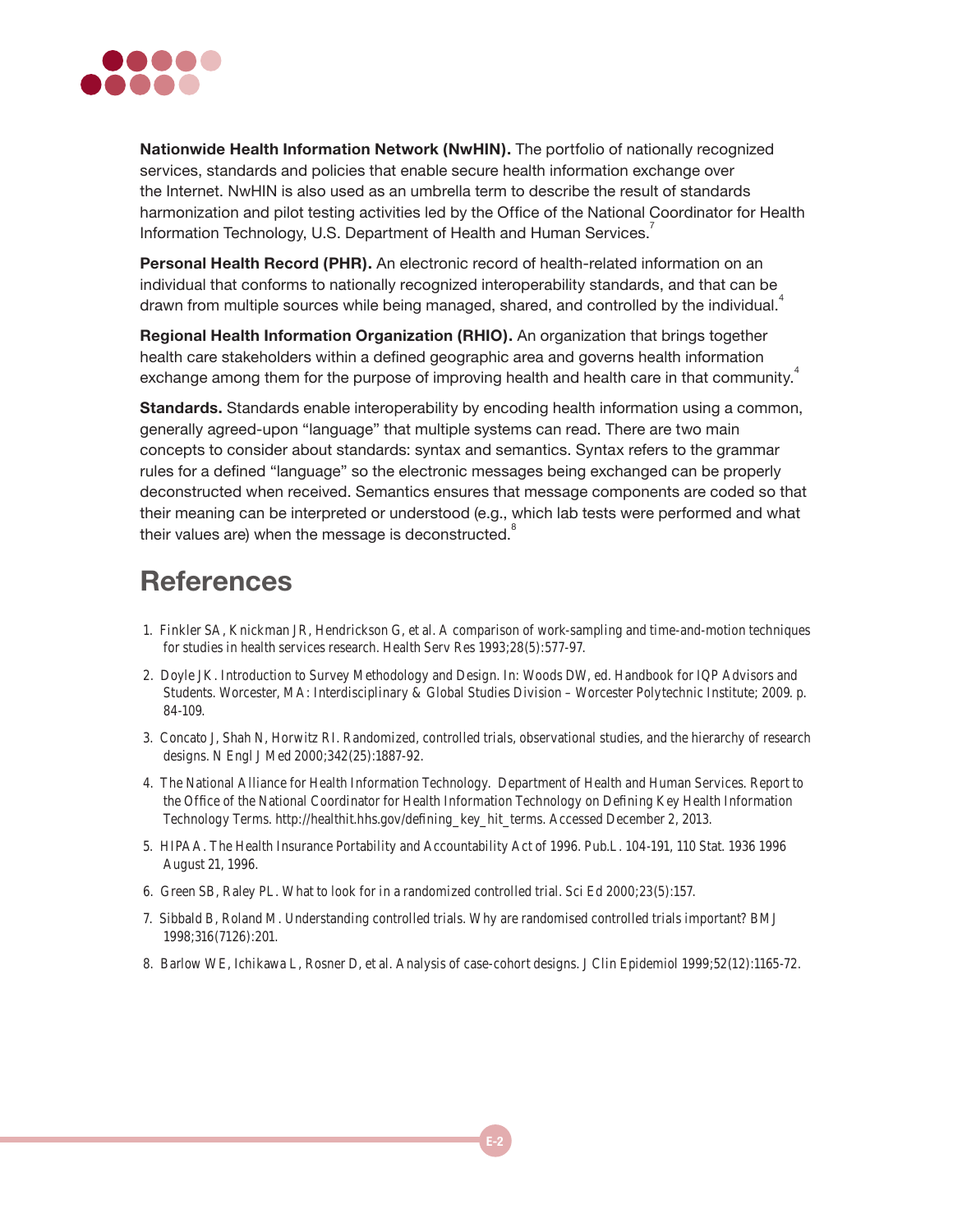**Nationwide Health Information Network (NwHIN).** The portfolio of nationally recognized services, standards and policies that enable secure health information exchange over the Internet. NwHIN is also used as an umbrella term to describe the result of standards harmonization and pilot testing activities led by the Office of the National Coordinator for Health Information Technology, U.S. Department of Health and Human Services.[7]

**Personal Health Record (PHR).** An electronic record of health-related information on an individual that conforms to nationally recognized interoperability standards, and that can be drawn from multiple sources while being managed, shared, and controlled by the individual.[4]

**Regional Health Information Organization (RHIO).** An organization that brings together health care stakeholders within a defined geographic area and governs health information exchange among them for the purpose of improving health and health care in that community.[4]

**Standards.** Standards enable interoperability by encoding health information using a common, generally agreed-upon "language" that multiple systems can read. There are two main concepts to consider about standards: syntax and semantics. Syntax refers to the grammar rules for a defined "language" so the electronic messages being exchanged can be properly deconstructed when received. Semantics ensures that message components are coded so that their meaning can be interpreted or understood (e.g., which lab tests were performed and what their values are) when the message is deconstructed.[8]

# References

1. Finkler SA, Knickman JR, Hendrickson G, et al. A comparison of work-sampling and time-and-motion techniques for studies in health services research. Health Serv Res 1993;28(5):577-97.
2. Doyle JK. Introduction to Survey Methodology and Design. In: Woods DW, ed. Handbook for IQP Advisors and Students. Worcester, MA: Interdisciplinary & Global Studies Division – Worcester Polytechnic Institute; 2009. p. 84-109.
3. Concato J, Shah N, Horwitz RI. Randomized, controlled trials, observational studies, and the hierarchy of research designs. N Engl J Med 2000;342(25):1887-92.
4. The National Alliance for Health Information Technology. Department of Health and Human Services. Report to the Office of the National Coordinator for Health Information Technology on Defining Key Health Information Technology Terms. http://healthit.hhs.gov/defining_key_hit_terms. Accessed December 2, 2013.
5. HIPAA. The Health Insurance Portability and Accountability Act of 1996. Pub.L. 104-191, 110 Stat. 1936 1996 August 21, 1996.
6. Green SB, Raley PL. What to look for in a randomized controlled trial. Sci Ed 2000;23(5):157.
7. Sibbald B, Roland M. Understanding controlled trials. Why are randomised controlled trials important? BMJ 1998;316(7126):201.
8. Barlow WE, Ichikawa L, Rosner D, et al. Analysis of case-cohort designs. J Clin Epidemiol 1999;52(12):1165-72.